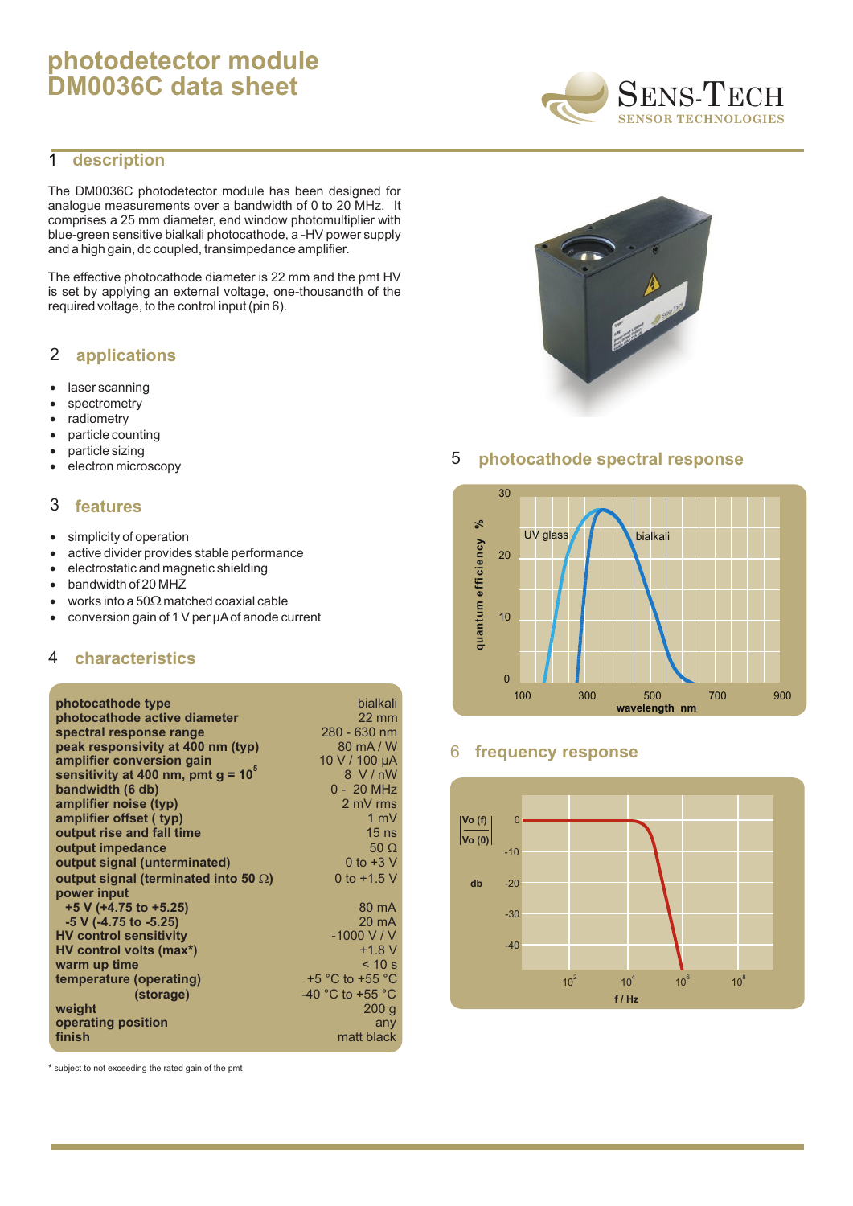# photodetector module DM0036C data sheet

SENS-TECH
SENSOR TECHNOLOGIES

## 1 description

The DM0036C photodetector module has been designed for analogue measurements over a bandwidth of 0 to 20 MHz. It comprises a 25 mm diameter, end window photomultiplier with blue-green sensitive bialkali photocathode, a -HV power supply and a high gain, dc coupled, transimpedance amplifier.

The effective photocathode diameter is 22 mm and the pmt HV is set by applying an external voltage, one-thousandth of the required voltage, to the control input (pin 6).

## 2 applications

- laser scanning
- spectrometry
- radiometry
- particle counting
- particle sizing
- electron microscopy

## 3 features

- simplicity of operation
- active divider provides stable performance
- electrostatic and magnetic shielding
- bandwidth of 20 MHZ
- works into a 50Ω matched coaxial cable
- conversion gain of 1 V per μA of anode current

## 4 characteristics

| | |
|---|---|
| **photocathode type** | bialkali |
| **photocathode active diameter** | 22 mm |
| **spectral response range** | 280 - 630 nm |
| **peak responsivity at 400 nm (typ)** | 80 mA / W |
| **amplifier conversion gain** | 10 V / 100 μA |
| **sensitivity at 400 nm, pmt g = $10^5$** | 8 V / nW |
| **bandwidth (6 db)** | 0 - 20 MHz |
| **amplifier noise (typ)** | 2 mV rms |
| **amplifier offset ( typ)** | 1 mV |
| **output rise and fall time** | 15 ns |
| **output impedance** | 50 Ω |
| **output signal (unterminated)** | 0 to +3 V |
| **output signal (terminated into 50 Ω)** | 0 to +1.5 V |
| **power input** | |
| **+5 V (+4.75 to +5.25)** | 80 mA |
| **-5 V (-4.75 to -5.25)** | 20 mA |
| **HV control sensitivity** | -1000 V / V |
| **HV control volts (max\*)** | +1.8 V |
| **warm up time** | < 10 s |
| **temperature (operating)** | +5 °C to +55 °C |
| **(storage)** | -40 °C to +55 °C |
| **weight** | 200 g |
| **operating position** | any |
| **finish** | matt black |

\* subject to not exceeding the rated gain of the pmt

## 5 photocathode spectral response

## 6 frequency response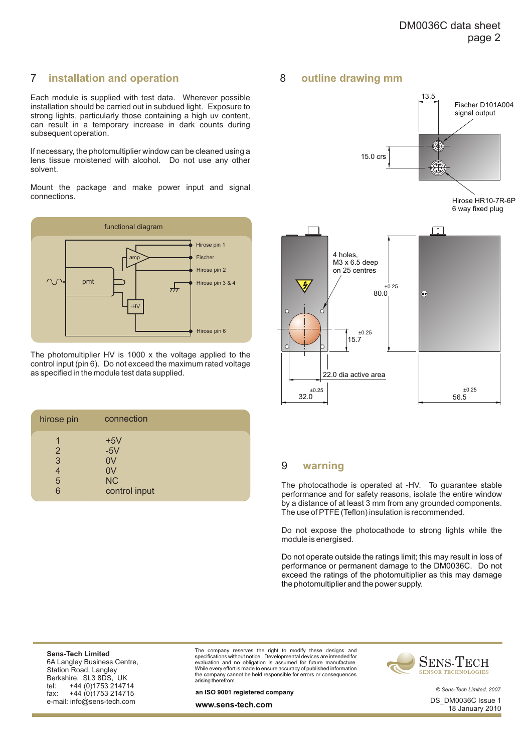## 7 installation and operation

Each module is supplied with test data. Wherever possible installation should be carried out in subdued light. Exposure to strong lights, particularly those containing a high uv content, can result in a temporary increase in dark counts during subsequent operation.

If necessary, the photomultiplier window can be cleaned using a lens tissue moistened with alcohol. Do not use any other solvent.

Mount the package and make power input and signal connections.

functional diagram

pmt
amp
-HV
Hirose pin 1
Fischer
Hirose pin 2
Hirose pin 3 & 4
Hirose pin 6

The photomultiplier HV is 1000 x the voltage applied to the control input (pin 6). Do not exceed the maximum rated voltage as specified in the module test data supplied.

| hirose pin | connection |
|---|---|
| 1 | +5V |
| 2 | -5V |
| 3 | 0V |
| 4 | 0V |
| 5 | NC |
| 6 | control input |

## 8 outline drawing mm

13.5
Fischer D101A004 signal output
15.0 crs
Hirose HR10-7R-6P 6 way fixed plug
4 holes, M3 x 6.5 deep on 25 centres
±0.25 80.0
±0.25 15.7
22.0 dia active area
±0.25 32.0
±0.25 56.5

## 9 warning

The photocathode is operated at -HV. To guarantee stable performance and for safety reasons, isolate the entire window by a distance of at least 3 mm from any grounded components. The use of PTFE (Teflon) insulation is recommended.

Do not expose the photocathode to strong lights while the module is energised.

Do not operate outside the ratings limit; this may result in loss of performance or permanent damage to the DM0036C. Do not exceed the ratings of the photomultiplier as this may damage the photomultiplier and the power supply.

**Sens-Tech Limited**
6A Langley Business Centre,
Station Road, Langley
Berkshire, SL3 8DS, UK
tel: +44 (0)1753 214714
fax: +44 (0)1753 214715
e-mail: info@sens-tech.com

The company reserves the right to modify these designs and specifications without notice. Developmental devices are intended for evaluation and no obligation is assumed for future manufacture. While every effort is made to ensure accuracy of published information the company cannot be held responsible for errors or consequences arising therefrom.

**an ISO 9001 registered company**

**www.sens-tech.com**

SENS-TECH
SENSOR TECHNOLOGIES

*© Sens-Tech Limited, 2007*

DS_DM0036C Issue 1
18 January 2010